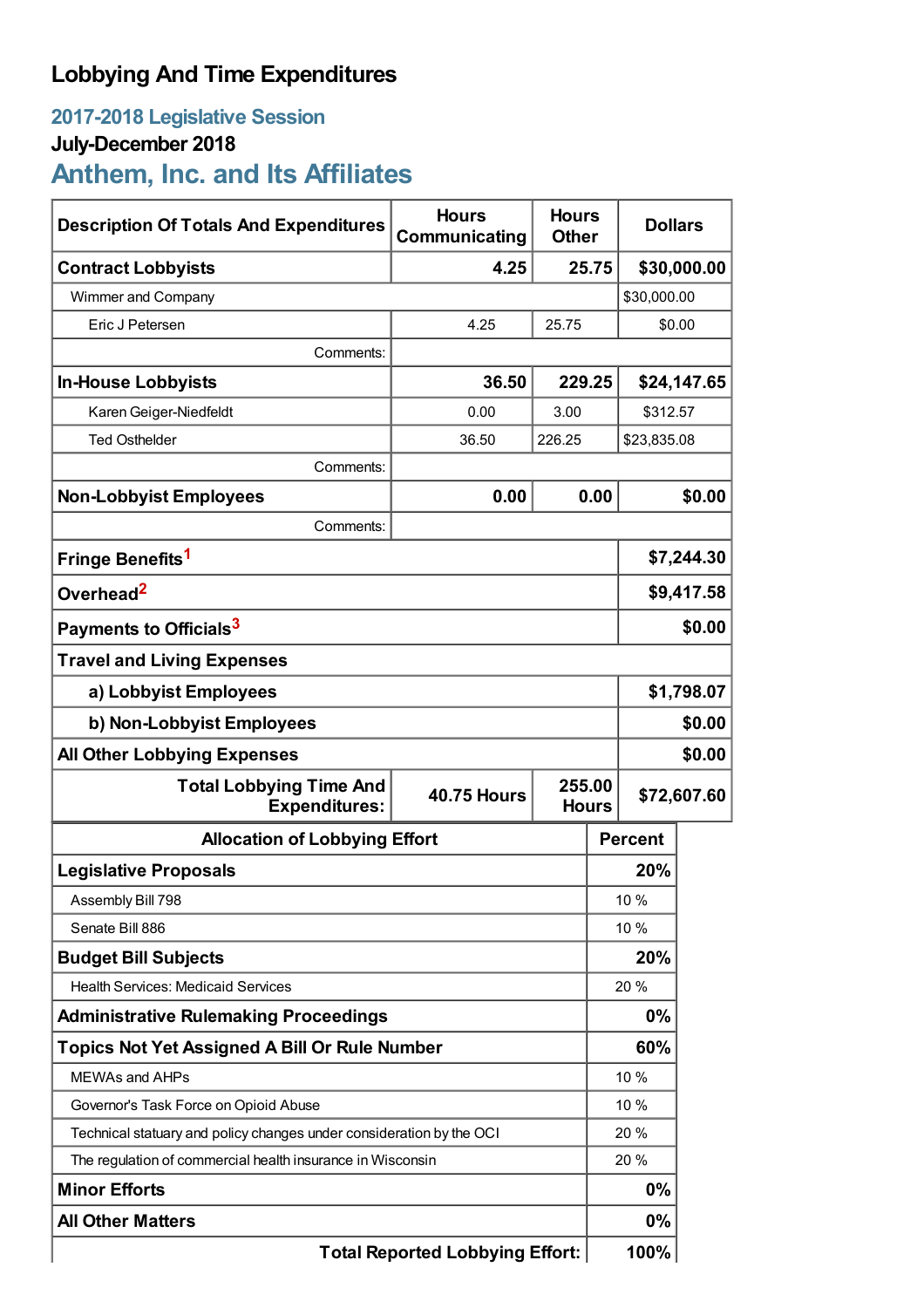# Lobbying And Time Expenditures

## 2017-2018 Legislative Session

### July-December 2018

## Anthem, Inc. and Its Affiliates

| Description Of Totals And Expenditures | Hours Communicating | Hours Other | Dollars |
|---|---|---|---|
| **Contract Lobbyists** | **4.25** | **25.75** | **$30,000.00** |
| Wimmer and Company | | | $30,000.00 |
| Eric J Petersen | 4.25 | 25.75 | $0.00 |
| Comments: | | | |
| **In-House Lobbyists** | **36.50** | **229.25** | **$24,147.65** |
| Karen Geiger-Niedfeldt | 0.00 | 3.00 | $312.57 |
| Ted Osthelder | 36.50 | 226.25 | $23,835.08 |
| Comments: | | | |
| **Non-Lobbyist Employees** | **0.00** | **0.00** | **$0.00** |
| Comments: | | | |
| **Fringe Benefits**[1] | | | **$7,244.30** |
| **Overhead**[2] | | | **$9,417.58** |
| **Payments to Officials**[3] | | | **$0.00** |
| **Travel and Living Expenses** | | | |
| **a) Lobbyist Employees** | | | **$1,798.07** |
| **b) Non-Lobbyist Employees** | | | **$0.00** |
| **All Other Lobbying Expenses** | | | **$0.00** |
| **Total Lobbying Time And Expenditures:** | **40.75 Hours** | **255.00 Hours** | **$72,607.60** |

| Allocation of Lobbying Effort | Percent |
|---|---|
| **Legislative Proposals** | **20%** |
| Assembly Bill 798 | 10 % |
| Senate Bill 886 | 10 % |
| **Budget Bill Subjects** | **20%** |
| Health Services: Medicaid Services | 20 % |
| **Administrative Rulemaking Proceedings** | **0%** |
| **Topics Not Yet Assigned A Bill Or Rule Number** | **60%** |
| MEWAs and AHPs | 10 % |
| Governor's Task Force on Opioid Abuse | 10 % |
| Technical statuary and policy changes under consideration by the OCI | 20 % |
| The regulation of commercial health insurance in Wisconsin | 20 % |
| **Minor Efforts** | **0%** |
| **All Other Matters** | **0%** |
| **Total Reported Lobbying Effort:** | **100%** |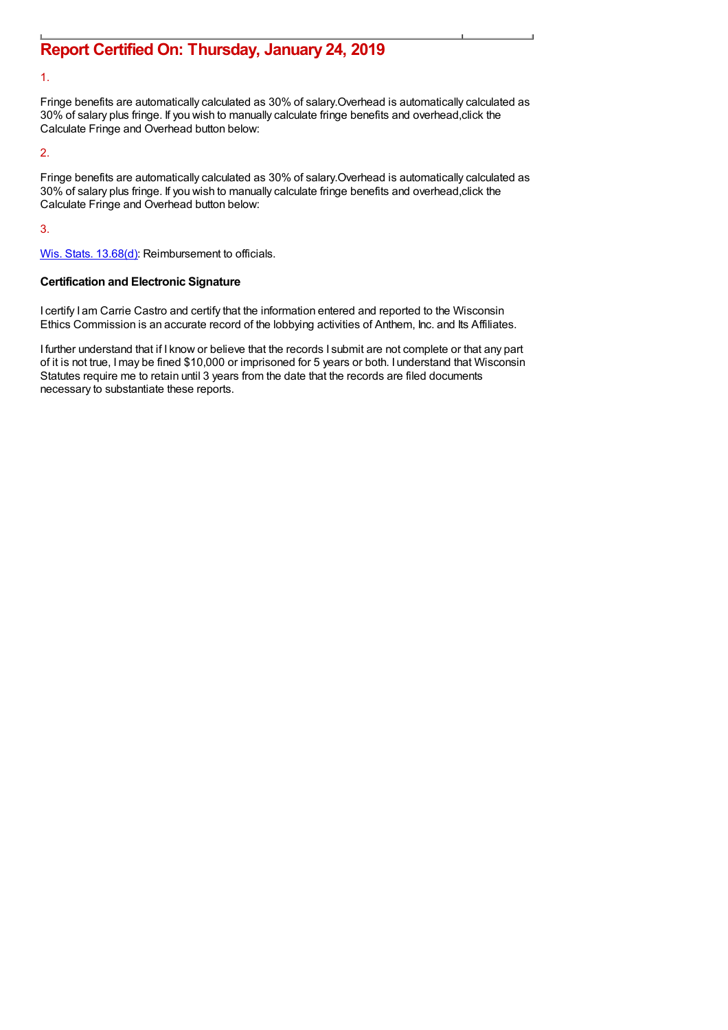## Report Certified On: Thursday, January 24, 2019

1.

Fringe benefits are automatically calculated as 30% of salary.Overhead is automatically calculated as 30% of salary plus fringe. If you wish to manually calculate fringe benefits and overhead,click the Calculate Fringe and Overhead button below:

2.

Fringe benefits are automatically calculated as 30% of salary.Overhead is automatically calculated as 30% of salary plus fringe. If you wish to manually calculate fringe benefits and overhead,click the Calculate Fringe and Overhead button below:

3.

Wis. Stats. 13.68(d): Reimbursement to officials.

**Certification and Electronic Signature**

I certify I am Carrie Castro and certify that the information entered and reported to the Wisconsin Ethics Commission is an accurate record of the lobbying activities of Anthem, Inc. and Its Affiliates.

I further understand that if I know or believe that the records I submit are not complete or that any part of it is not true, I may be fined $10,000 or imprisoned for 5 years or both. I understand that Wisconsin Statutes require me to retain until 3 years from the date that the records are filed documents necessary to substantiate these reports.